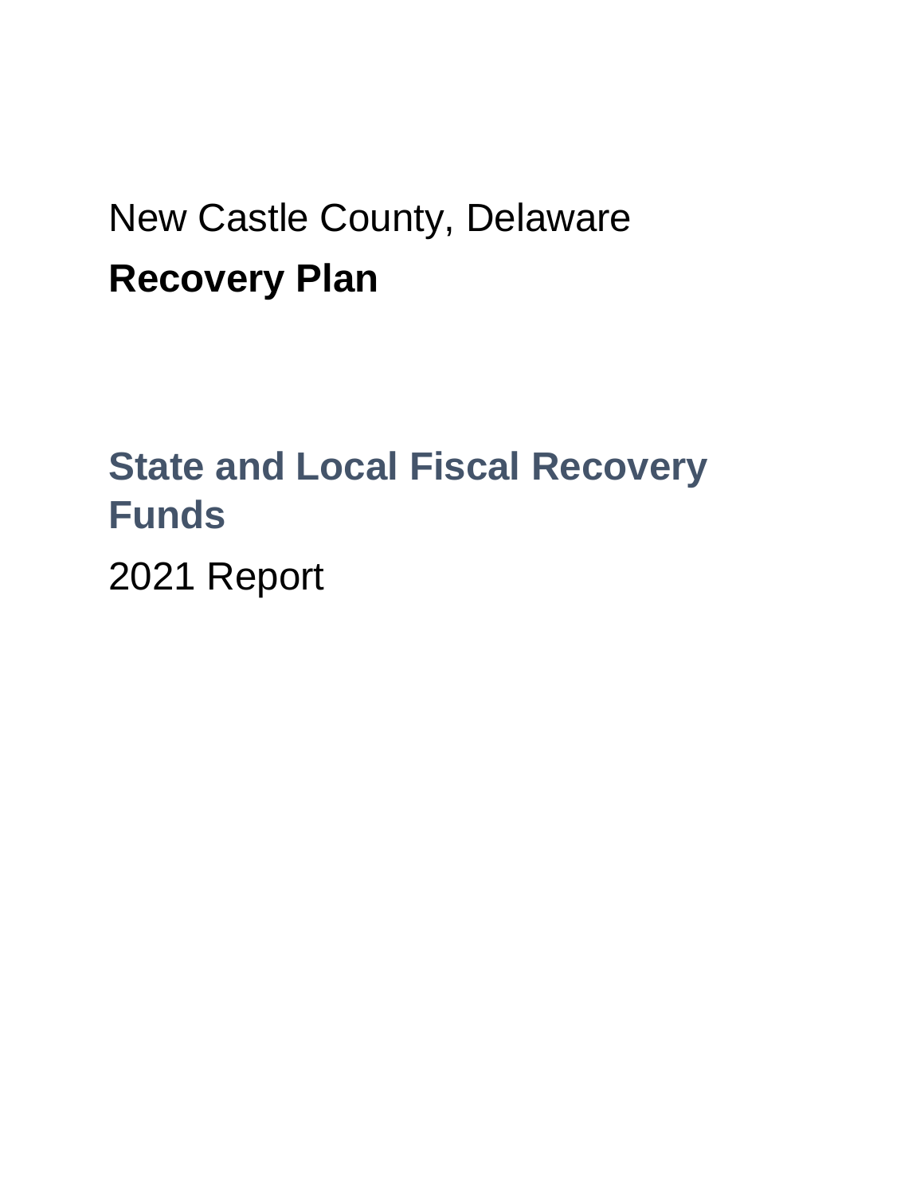New Castle County, Delaware

# Recovery Plan

## State and Local Fiscal Recovery Funds

2021 Report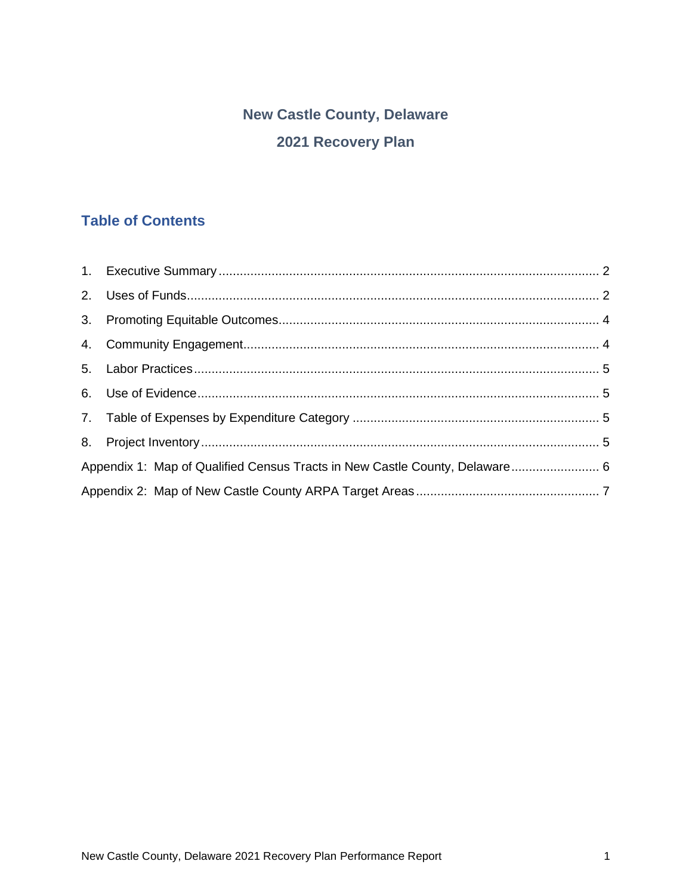# New Castle County, Delaware

# 2021 Recovery Plan

## Table of Contents

1. Executive Summary ........................................................................................................ 2
2. Uses of Funds ................................................................................................................ 2
3. Promoting Equitable Outcomes ...................................................................................... 4
4. Community Engagement ................................................................................................ 4
5. Labor Practices .............................................................................................................. 5
6. Use of Evidence ............................................................................................................. 5
7. Table of Expenses by Expenditure Category ................................................................... 5
8. Project Inventory ............................................................................................................ 5

Appendix 1: Map of Qualified Census Tracts in New Castle County, Delaware ........................ 6

Appendix 2: Map of New Castle County ARPA Target Areas .................................................. 7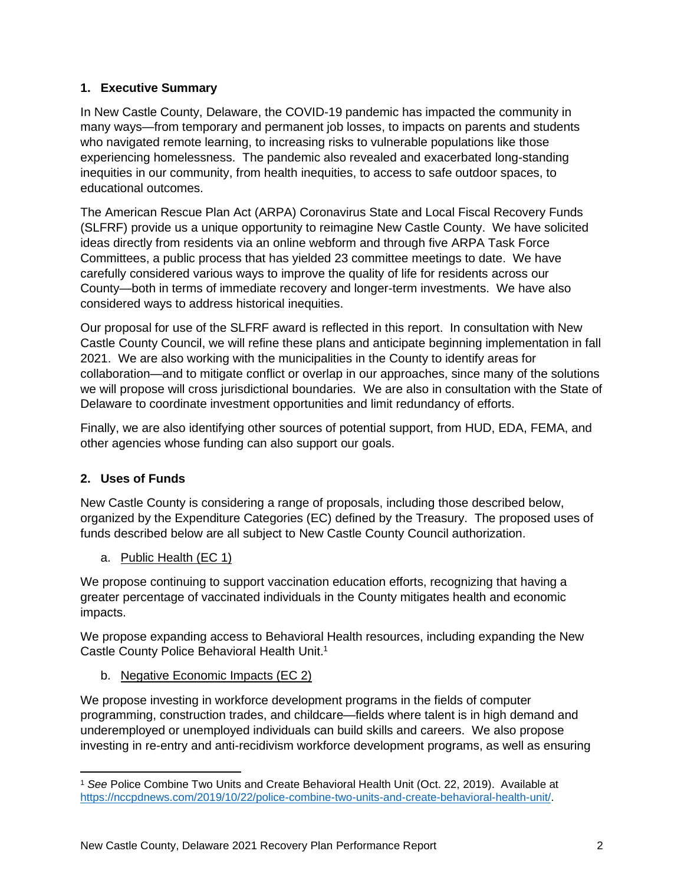## 1. Executive Summary

In New Castle County, Delaware, the COVID-19 pandemic has impacted the community in many ways—from temporary and permanent job losses, to impacts on parents and students who navigated remote learning, to increasing risks to vulnerable populations like those experiencing homelessness. The pandemic also revealed and exacerbated long-standing inequities in our community, from health inequities, to access to safe outdoor spaces, to educational outcomes.

The American Rescue Plan Act (ARPA) Coronavirus State and Local Fiscal Recovery Funds (SLFRF) provide us a unique opportunity to reimagine New Castle County. We have solicited ideas directly from residents via an online webform and through five ARPA Task Force Committees, a public process that has yielded 23 committee meetings to date. We have carefully considered various ways to improve the quality of life for residents across our County—both in terms of immediate recovery and longer-term investments. We have also considered ways to address historical inequities.

Our proposal for use of the SLFRF award is reflected in this report. In consultation with New Castle County Council, we will refine these plans and anticipate beginning implementation in fall 2021. We are also working with the municipalities in the County to identify areas for collaboration—and to mitigate conflict or overlap in our approaches, since many of the solutions we will propose will cross jurisdictional boundaries. We are also in consultation with the State of Delaware to coordinate investment opportunities and limit redundancy of efforts.

Finally, we are also identifying other sources of potential support, from HUD, EDA, FEMA, and other agencies whose funding can also support our goals.

## 2. Uses of Funds

New Castle County is considering a range of proposals, including those described below, organized by the Expenditure Categories (EC) defined by the Treasury. The proposed uses of funds described below are all subject to New Castle County Council authorization.

### a. Public Health (EC 1)

We propose continuing to support vaccination education efforts, recognizing that having a greater percentage of vaccinated individuals in the County mitigates health and economic impacts.

We propose expanding access to Behavioral Health resources, including expanding the New Castle County Police Behavioral Health Unit.[1]

### b. Negative Economic Impacts (EC 2)

We propose investing in workforce development programs in the fields of computer programming, construction trades, and childcare—fields where talent is in high demand and underemployed or unemployed individuals can build skills and careers. We also propose investing in re-entry and anti-recidivism workforce development programs, as well as ensuring

---

[1] *See* Police Combine Two Units and Create Behavioral Health Unit (Oct. 22, 2019). Available at https://nccpdnews.com/2019/10/22/police-combine-two-units-and-create-behavioral-health-unit/.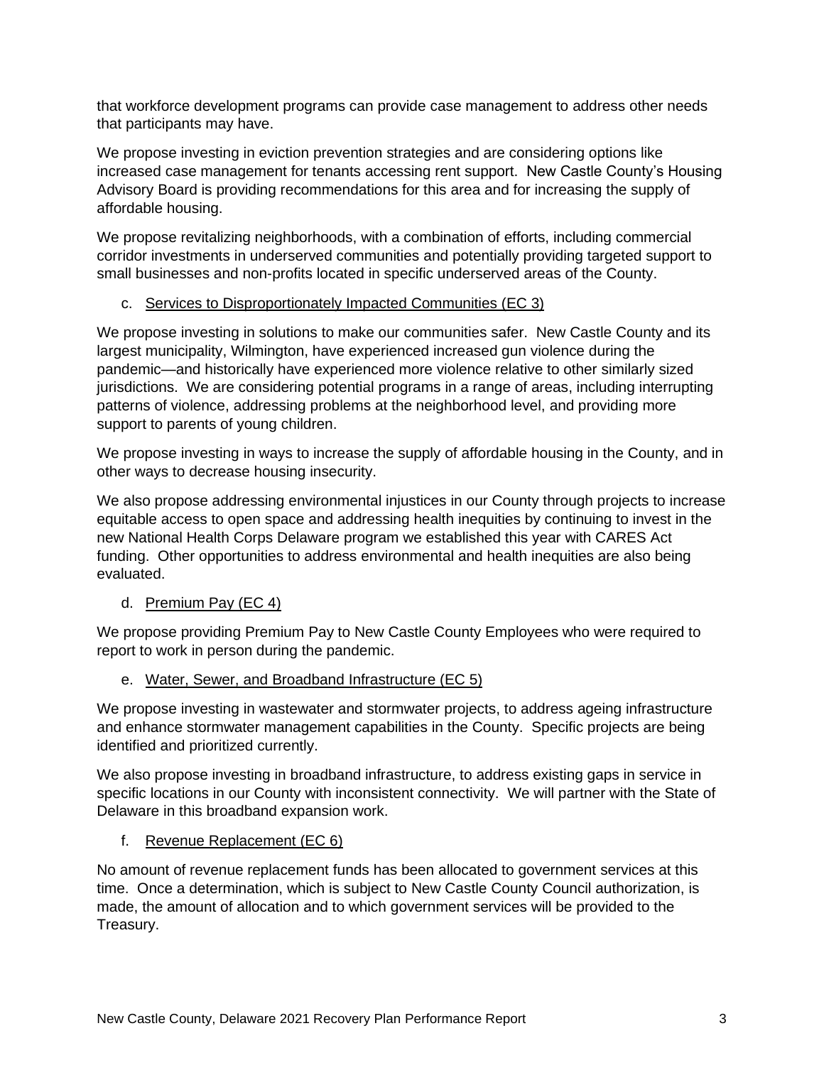that workforce development programs can provide case management to address other needs that participants may have.

We propose investing in eviction prevention strategies and are considering options like increased case management for tenants accessing rent support. New Castle County's Housing Advisory Board is providing recommendations for this area and for increasing the supply of affordable housing.

We propose revitalizing neighborhoods, with a combination of efforts, including commercial corridor investments in underserved communities and potentially providing targeted support to small businesses and non-profits located in specific underserved areas of the County.

c. Services to Disproportionately Impacted Communities (EC 3)

We propose investing in solutions to make our communities safer. New Castle County and its largest municipality, Wilmington, have experienced increased gun violence during the pandemic—and historically have experienced more violence relative to other similarly sized jurisdictions. We are considering potential programs in a range of areas, including interrupting patterns of violence, addressing problems at the neighborhood level, and providing more support to parents of young children.

We propose investing in ways to increase the supply of affordable housing in the County, and in other ways to decrease housing insecurity.

We also propose addressing environmental injustices in our County through projects to increase equitable access to open space and addressing health inequities by continuing to invest in the new National Health Corps Delaware program we established this year with CARES Act funding. Other opportunities to address environmental and health inequities are also being evaluated.

d. Premium Pay (EC 4)

We propose providing Premium Pay to New Castle County Employees who were required to report to work in person during the pandemic.

e. Water, Sewer, and Broadband Infrastructure (EC 5)

We propose investing in wastewater and stormwater projects, to address ageing infrastructure and enhance stormwater management capabilities in the County. Specific projects are being identified and prioritized currently.

We also propose investing in broadband infrastructure, to address existing gaps in service in specific locations in our County with inconsistent connectivity. We will partner with the State of Delaware in this broadband expansion work.

f. Revenue Replacement (EC 6)

No amount of revenue replacement funds has been allocated to government services at this time. Once a determination, which is subject to New Castle County Council authorization, is made, the amount of allocation and to which government services will be provided to the Treasury.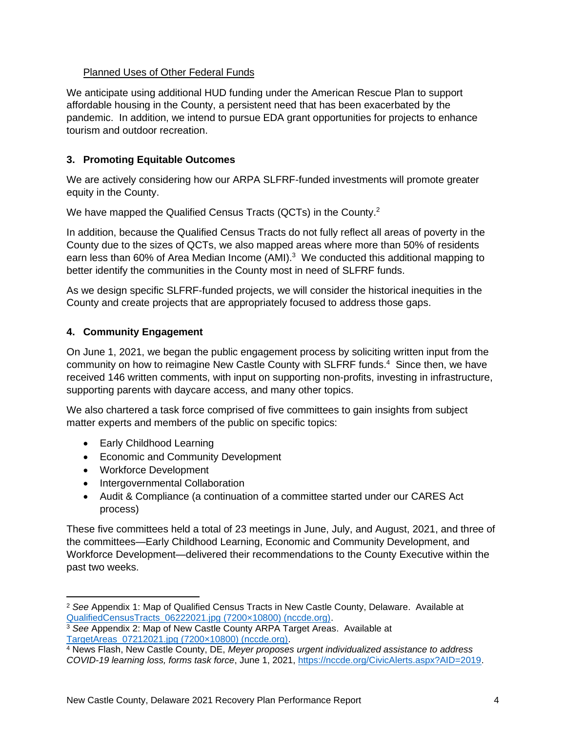Planned Uses of Other Federal Funds

We anticipate using additional HUD funding under the American Rescue Plan to support affordable housing in the County, a persistent need that has been exacerbated by the pandemic. In addition, we intend to pursue EDA grant opportunities for projects to enhance tourism and outdoor recreation.

## 3. Promoting Equitable Outcomes

We are actively considering how our ARPA SLFRF-funded investments will promote greater equity in the County.

We have mapped the Qualified Census Tracts (QCTs) in the County.[2]

In addition, because the Qualified Census Tracts do not fully reflect all areas of poverty in the County due to the sizes of QCTs, we also mapped areas where more than 50% of residents earn less than 60% of Area Median Income (AMI).[3] We conducted this additional mapping to better identify the communities in the County most in need of SLFRF funds.

As we design specific SLFRF-funded projects, we will consider the historical inequities in the County and create projects that are appropriately focused to address those gaps.

## 4. Community Engagement

On June 1, 2021, we began the public engagement process by soliciting written input from the community on how to reimagine New Castle County with SLFRF funds.[4] Since then, we have received 146 written comments, with input on supporting non-profits, investing in infrastructure, supporting parents with daycare access, and many other topics.

We also chartered a task force comprised of five committees to gain insights from subject matter experts and members of the public on specific topics:

- Early Childhood Learning
- Economic and Community Development
- Workforce Development
- Intergovernmental Collaboration
- Audit & Compliance (a continuation of a committee started under our CARES Act process)

These five committees held a total of 23 meetings in June, July, and August, 2021, and three of the committees—Early Childhood Learning, Economic and Community Development, and Workforce Development—delivered their recommendations to the County Executive within the past two weeks.

---

[2] *See* Appendix 1: Map of Qualified Census Tracts in New Castle County, Delaware. Available at QualifiedCensusTracts_06222021.jpg (7200×10800) (nccde.org).

[3] *See* Appendix 2: Map of New Castle County ARPA Target Areas. Available at TargetAreas_07212021.jpg (7200×10800) (nccde.org).

[4] News Flash, New Castle County, DE, *Meyer proposes urgent individualized assistance to address COVID-19 learning loss, forms task force*, June 1, 2021, https://nccde.org/CivicAlerts.aspx?AID=2019.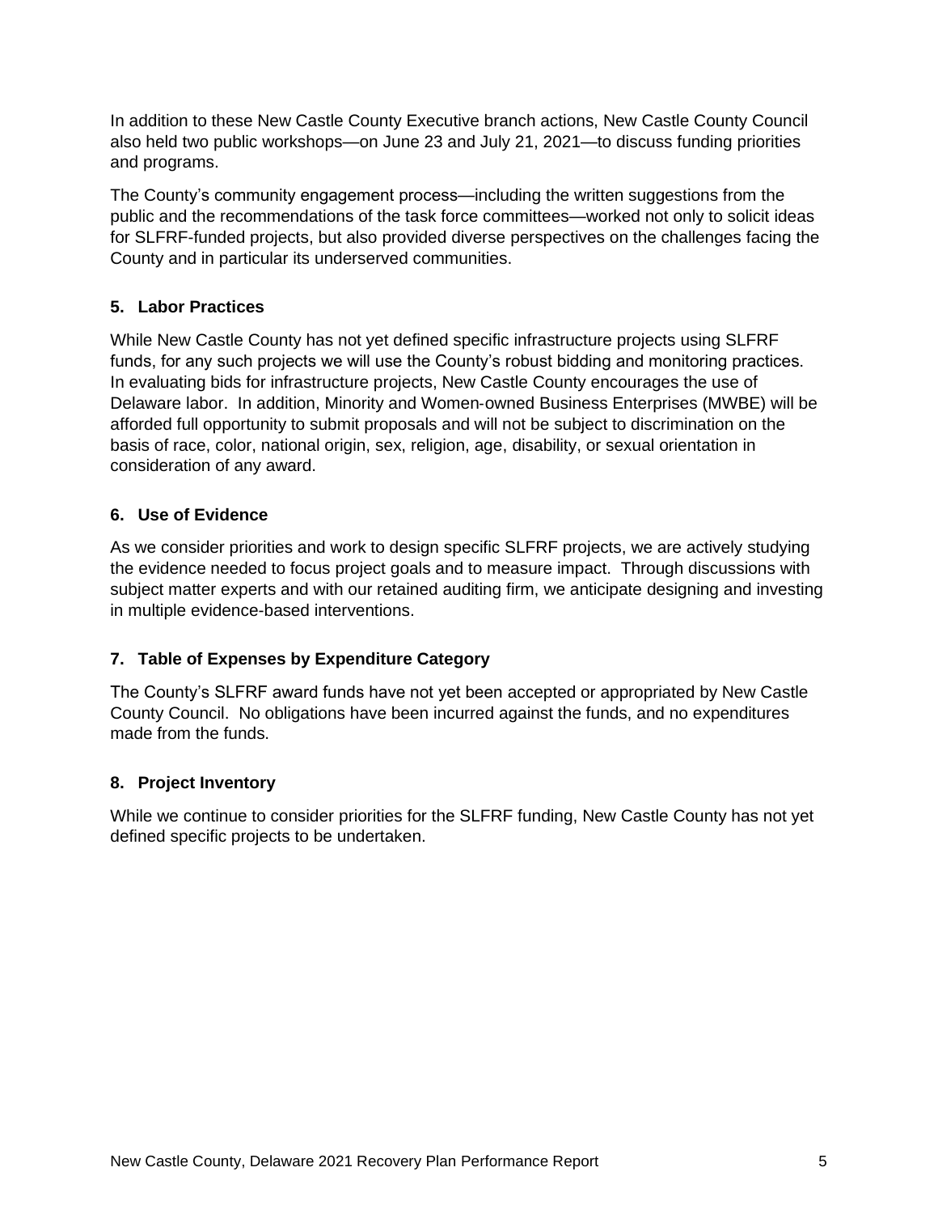In addition to these New Castle County Executive branch actions, New Castle County Council also held two public workshops—on June 23 and July 21, 2021—to discuss funding priorities and programs.

The County's community engagement process—including the written suggestions from the public and the recommendations of the task force committees—worked not only to solicit ideas for SLFRF-funded projects, but also provided diverse perspectives on the challenges facing the County and in particular its underserved communities.

### 5. Labor Practices

While New Castle County has not yet defined specific infrastructure projects using SLFRF funds, for any such projects we will use the County's robust bidding and monitoring practices. In evaluating bids for infrastructure projects, New Castle County encourages the use of Delaware labor. In addition, Minority and Women-owned Business Enterprises (MWBE) will be afforded full opportunity to submit proposals and will not be subject to discrimination on the basis of race, color, national origin, sex, religion, age, disability, or sexual orientation in consideration of any award.

### 6. Use of Evidence

As we consider priorities and work to design specific SLFRF projects, we are actively studying the evidence needed to focus project goals and to measure impact. Through discussions with subject matter experts and with our retained auditing firm, we anticipate designing and investing in multiple evidence-based interventions.

### 7. Table of Expenses by Expenditure Category

The County's SLFRF award funds have not yet been accepted or appropriated by New Castle County Council. No obligations have been incurred against the funds, and no expenditures made from the funds.

### 8. Project Inventory

While we continue to consider priorities for the SLFRF funding, New Castle County has not yet defined specific projects to be undertaken.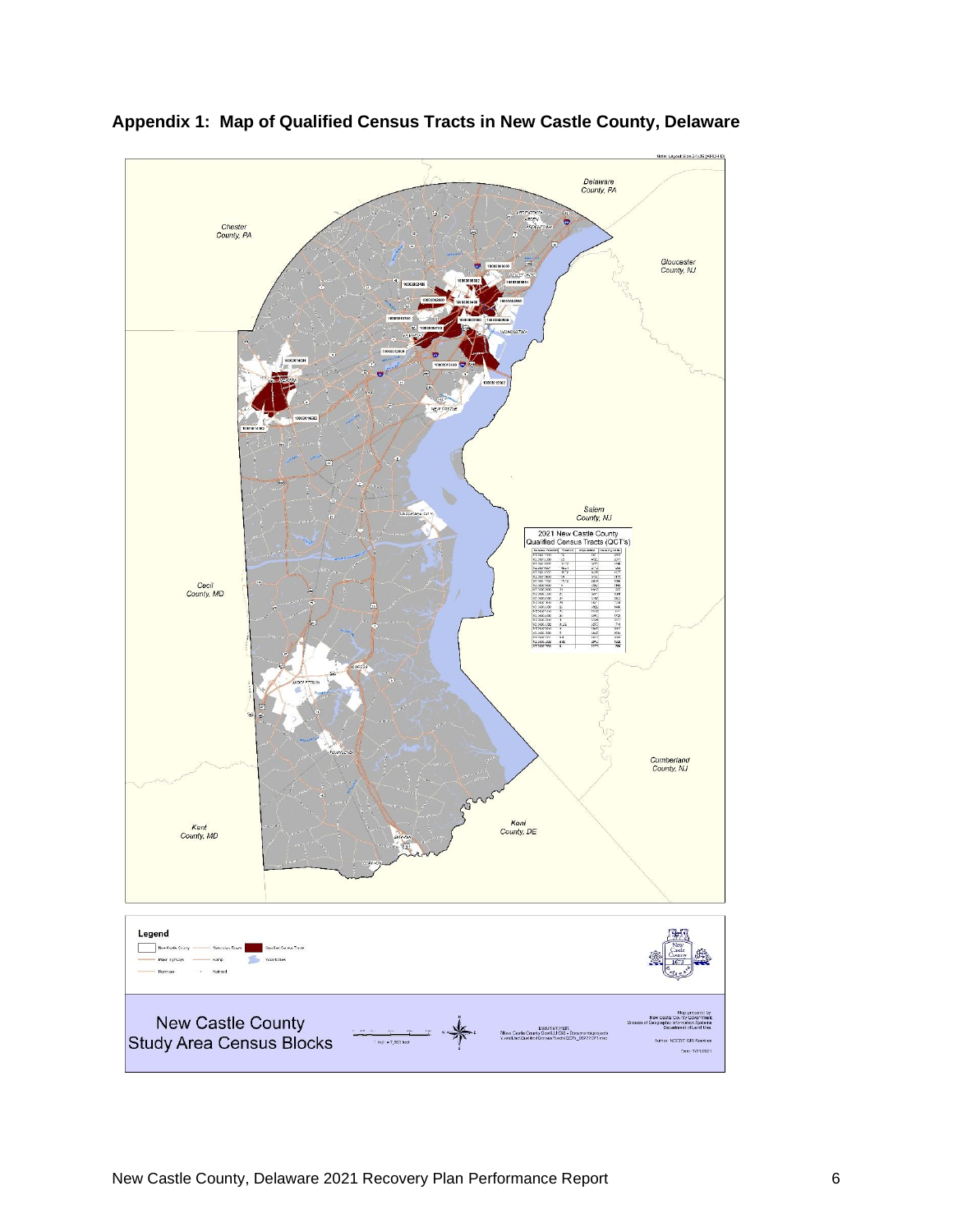## Appendix 1: Map of Qualified Census Tracts in New Castle County, Delaware

Delaware County, PA

Chester County, PA

Gloucester County, NJ

Salem County, NJ

Cecil County, MD

Cumberland County, NJ

Kent County, MD

Kent County, DE

2021 New Castle County Qualified Census Tracts (QCT's)

Legend

New Castle County

Study Area Census Blocks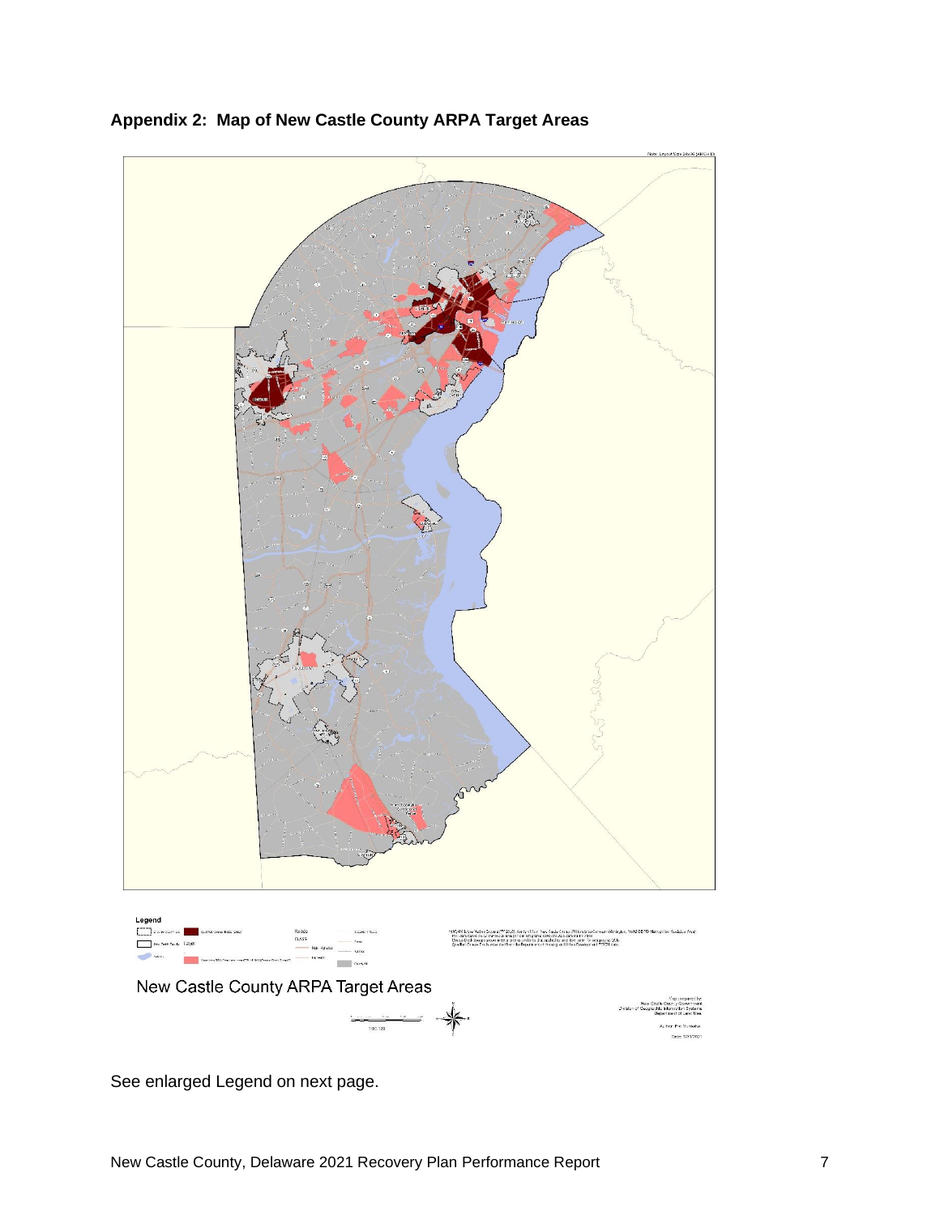## Appendix 2: Map of New Castle County ARPA Target Areas

Legend

New Castle County ARPA Target Areas

See enlarged Legend on next page.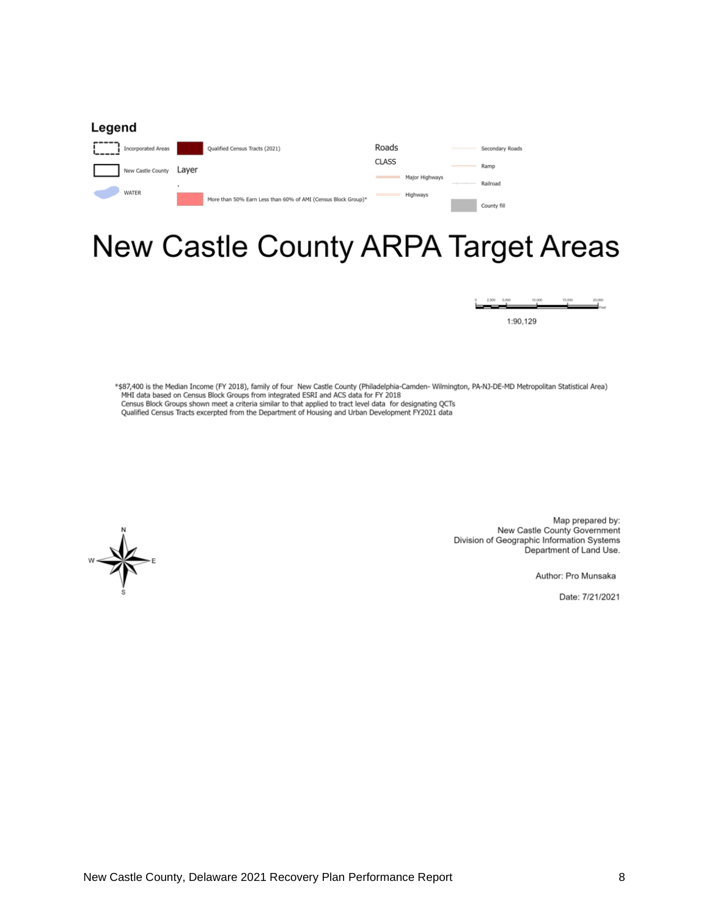**Legend**

Incorporated Areas

Qualified Census Tracts (2021)

New Castle County

Layer

WATER

More than 50% Earn Less than 60% of AMI (Census Block Group)*

Roads

CLASS

Major Highways

Highways

Secondary Roads

Ramp

Railroad

County fill

# New Castle County ARPA Target Areas

0 2,500 5,000 10,000 15,000 20,000 Feet

1:90,129

*$87,400 is the Median Income (FY 2018), family of four New Castle County (Philadelphia-Camden- Wilmington, PA-NJ-DE-MD Metropolitan Statistical Area)
MHI data based on Census Block Groups from integrated ESRI and ACS data for FY 2018
Census Block Groups shown meet a criteria similar to that applied to tract level data for designating QCTs
Qualified Census Tracts excerpted from the Department of Housing and Urban Development FY2021 data

N
W E
S

Map prepared by:
New Castle County Government
Division of Geographic Information Systems
Department of Land Use.

Author: Pro Munsaka

Date: 7/21/2021